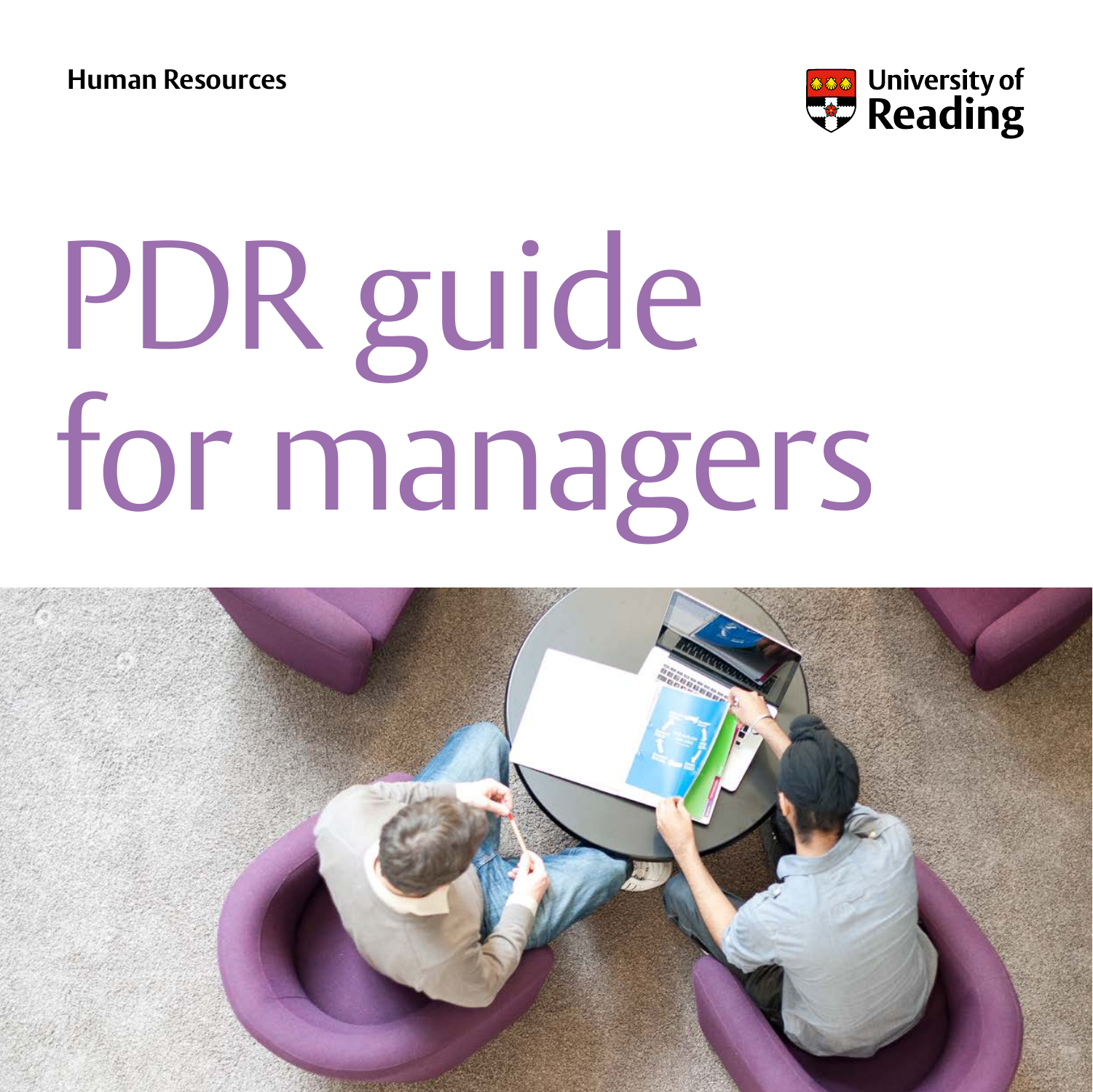Human Resources

University of Reading

# PDR guide for managers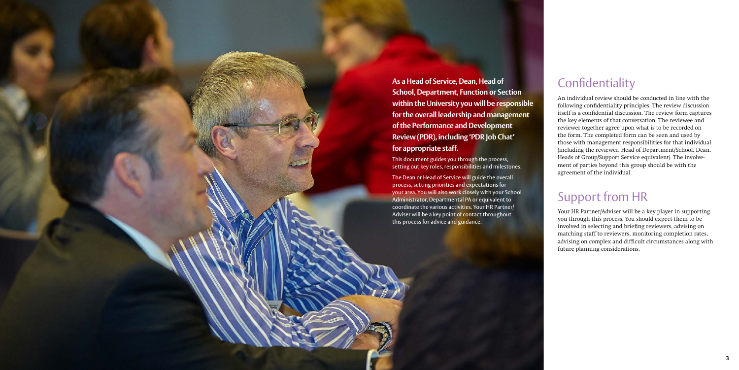**As a Head of Service, Dean, Head of School, Department, Function or Section within the University you will be responsible for the overall leadership and management of the Performance and Development Review (PDR), including 'PDR Job Chat' for appropriate staff.**

This document guides you through the process, setting out key roles, responsibilities and milestones.

The Dean or Head of Service will guide the overall process, setting priorities and expectations for your area. You will also work closely with your School Administrator, Departmental PA or equivalent to coordinate the various activities. Your HR Partner/Adviser will be a key point of contact throughout this process for advice and guidance.

## Confidentiality

An individual review should be conducted in line with the following confidentiality principles. The review discussion itself is a confidential discussion. The review form captures the key elements of that conversation. The reviewee and reviewer together agree upon what is to be recorded on the form. The completed form can be seen and used by those with management responsibilities for that individual (including the reviewer, Head of Department/School, Dean, Heads of Group/Support Service equivalent). The involvement of parties beyond this group should be with the agreement of the individual.

## Support from HR

Your HR Partner/Adviser will be a key player in supporting you through this process. You should expect them to be involved in selecting and briefing reviewers, advising on matching staff to reviewers, monitoring completion rates, advising on complex and difficult circumstances along with future planning considerations.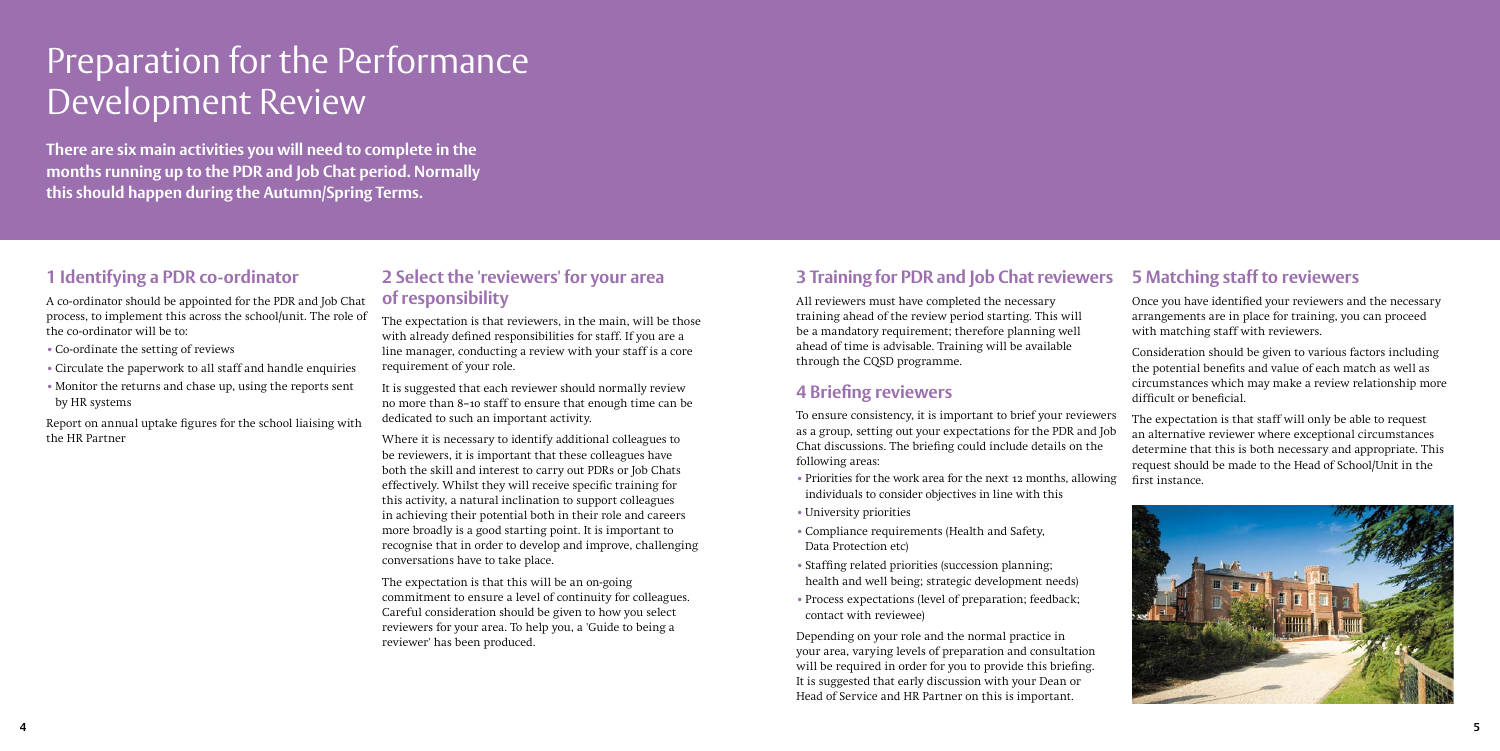# Preparation for the Performance Development Review

**There are six main activities you will need to complete in the months running up to the PDR and Job Chat period. Normally this should happen during the Autumn/Spring Terms.**

## 1 Identifying a PDR co-ordinator

A co-ordinator should be appointed for the PDR and Job Chat process, to implement this across the school/unit. The role of the co-ordinator will be to:

- Co-ordinate the setting of reviews
- Circulate the paperwork to all staff and handle enquiries
- Monitor the returns and chase up, using the reports sent by HR systems

Report on annual uptake figures for the school liaising with the HR Partner

## 2 Select the 'reviewers' for your area of responsibility

The expectation is that reviewers, in the main, will be those with already defined responsibilities for staff. If you are a line manager, conducting a review with your staff is a core requirement of your role.

It is suggested that each reviewer should normally review no more than 8–10 staff to ensure that enough time can be dedicated to such an important activity.

Where it is necessary to identify additional colleagues to be reviewers, it is important that these colleagues have both the skill and interest to carry out PDRs or Job Chats effectively. Whilst they will receive specific training for this activity, a natural inclination to support colleagues in achieving their potential both in their role and careers more broadly is a good starting point. It is important to recognise that in order to develop and improve, challenging conversations have to take place.

The expectation is that this will be an on-going commitment to ensure a level of continuity for colleagues. Careful consideration should be given to how you select reviewers for your area. To help you, a 'Guide to being a reviewer' has been produced.

## 3 Training for PDR and Job Chat reviewers

All reviewers must have completed the necessary training ahead of the review period starting. This will be a mandatory requirement; therefore planning well ahead of time is advisable. Training will be available through the CQSD programme.

## 4 Briefing reviewers

To ensure consistency, it is important to brief your reviewers as a group, setting out your expectations for the PDR and Job Chat discussions. The briefing could include details on the following areas:

- Priorities for the work area for the next 12 months, allowing individuals to consider objectives in line with this
- University priorities
- Compliance requirements (Health and Safety, Data Protection etc)
- Staffing related priorities (succession planning; health and well being; strategic development needs)
- Process expectations (level of preparation; feedback; contact with reviewee)

Depending on your role and the normal practice in your area, varying levels of preparation and consultation will be required in order for you to provide this briefing. It is suggested that early discussion with your Dean or Head of Service and HR Partner on this is important.

## 5 Matching staff to reviewers

Once you have identified your reviewers and the necessary arrangements are in place for training, you can proceed with matching staff with reviewers.

Consideration should be given to various factors including the potential benefits and value of each match as well as circumstances which may make a review relationship more difficult or beneficial.

The expectation is that staff will only be able to request an alternative reviewer where exceptional circumstances determine that this is both necessary and appropriate. This request should be made to the Head of School/Unit in the first instance.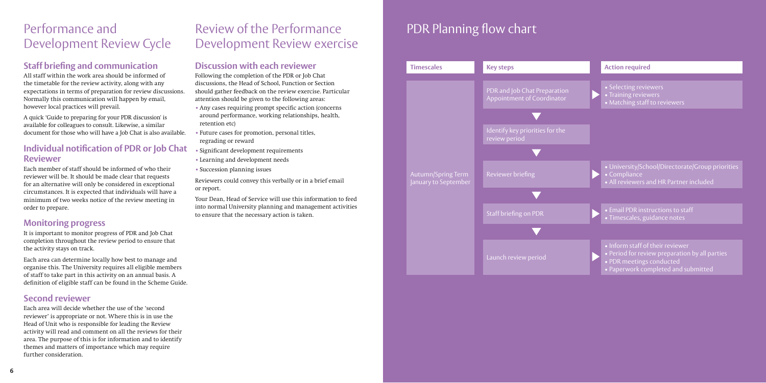# Performance and Development Review Cycle

## Staff briefing and communication

All staff within the work area should be informed of the timetable for the review activity, along with any expectations in terms of preparation for review discussions. Normally this communication will happen by email, however local practices will prevail.

A quick 'Guide to preparing for your PDR discussion' is available for colleagues to consult. Likewise, a similar document for those who will have a Job Chat is also available.

## Individual notification of PDR or Job Chat Reviewer

Each member of staff should be informed of who their reviewer will be. It should be made clear that requests for an alternative will only be considered in exceptional circumstances. It is expected that individuals will have a minimum of two weeks notice of the review meeting in order to prepare.

## Monitoring progress

It is important to monitor progress of PDR and Job Chat completion throughout the review period to ensure that the activity stays on track.

Each area can determine locally how best to manage and organise this. The University requires all eligible members of staff to take part in this activity on an annual basis. A definition of eligible staff can be found in the Scheme Guide.

## Second reviewer

Each area will decide whether the use of the 'second reviewer' is appropriate or not. Where this is in use the Head of Unit who is responsible for leading the Review activity will read and comment on all the reviews for their area. The purpose of this is for information and to identify themes and matters of importance which may require further consideration.

# Review of the Performance Development Review exercise

## Discussion with each reviewer

Following the completion of the PDR or Job Chat discussions, the Head of School, Function or Section should gather feedback on the review exercise. Particular attention should be given to the following areas:

- Any cases requiring prompt specific action (concerns around performance, working relationships, health, retention etc)
- Future cases for promotion, personal titles, regrading or reward
- Significant development requirements
- Learning and development needs
- Succession planning issues

Reviewers could convey this verbally or in a brief email or report.

Your Dean, Head of Service will use this information to feed into normal University planning and management activities to ensure that the necessary action is taken.

# PDR Planning flow chart

| Timescales | Key steps | Action required |
| --- | --- | --- |
| Autumn/Spring Term January to September | PDR and Job Chat Preparation Appointment of Coordinator | • Selecting reviewers<br>• Training reviewers<br>• Matching staff to reviewers |
| | Identify key priorities for the review period | |
| | Reviewer briefing | • University/School/Directorate/Group priorities<br>• Compliance<br>• All reviewers and HR Partner included |
| | Staff briefing on PDR | • Email PDR instructions to staff<br>• Timescales, guidance notes |
| | Launch review period | • Inform staff of their reviewer<br>• Period for review preparation by all parties<br>• PDR meetings conducted<br>• Paperwork completed and submitted |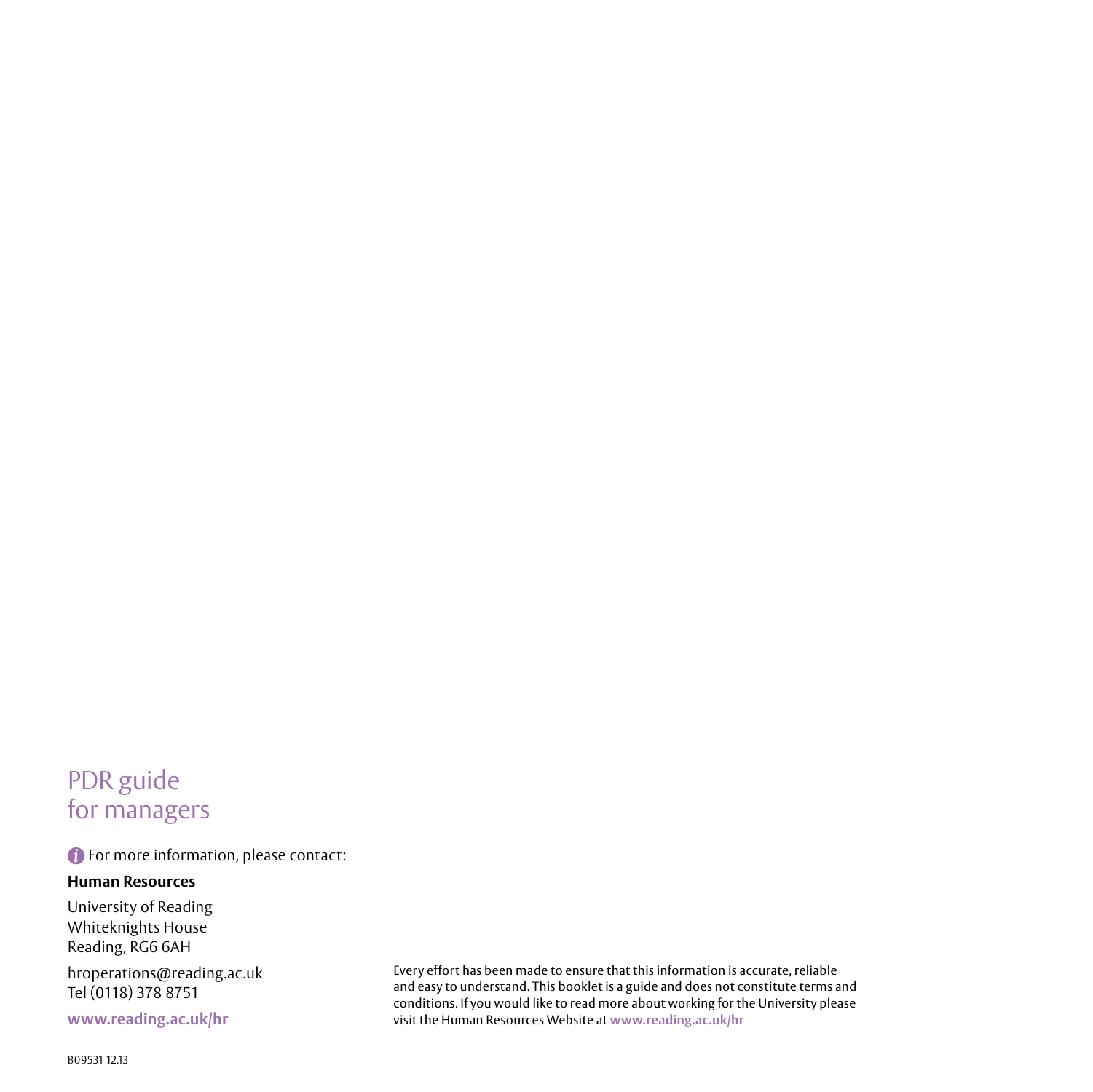# PDR guide for managers

For more information, please contact:

**Human Resources**

University of Reading
Whiteknights House
Reading, RG6 6AH

hroperations@reading.ac.uk
Tel (0118) 378 8751

**www.reading.ac.uk/hr**

Every effort has been made to ensure that this information is accurate, reliable and easy to understand. This booklet is a guide and does not constitute terms and conditions. If you would like to read more about working for the University please visit the Human Resources Website at **www.reading.ac.uk/hr**

B09531 12.13